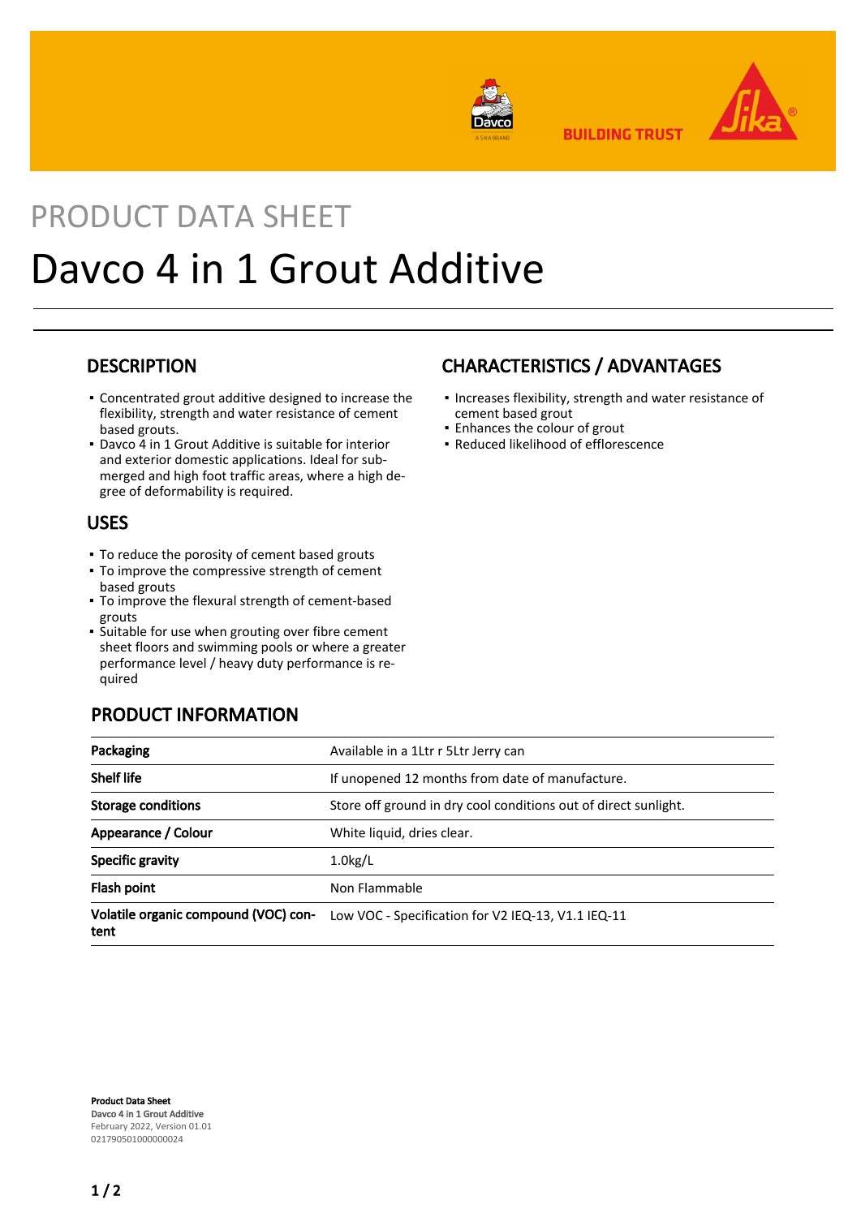PRODUCT DATA SHEET

# Davco 4 in 1 Grout Additive

## DESCRIPTION

- Concentrated grout additive designed to increase the flexibility, strength and water resistance of cement based grouts.
- Davco 4 in 1 Grout Additive is suitable for interior and exterior domestic applications. Ideal for submerged and high foot traffic areas, where a high degree of deformability is required.

## USES

- To reduce the porosity of cement based grouts
- To improve the compressive strength of cement based grouts
- To improve the flexural strength of cement-based grouts
- Suitable for use when grouting over fibre cement sheet floors and swimming pools or where a greater performance level / heavy duty performance is required

## CHARACTERISTICS / ADVANTAGES

- Increases flexibility, strength and water resistance of cement based grout
- Enhances the colour of grout
- Reduced likelihood of efflorescence

## PRODUCT INFORMATION

| | |
|---|---|
| **Packaging** | Available in a 1Ltr r 5Ltr Jerry can |
| **Shelf life** | If unopened 12 months from date of manufacture. |
| **Storage conditions** | Store off ground in dry cool conditions out of direct sunlight. |
| **Appearance / Colour** | White liquid, dries clear. |
| **Specific gravity** | 1.0kg/L |
| **Flash point** | Non Flammable |
| **Volatile organic compound (VOC) content** | Low VOC - Specification for V2 IEQ-13, V1.1 IEQ-11 |

**Product Data Sheet**
Davco 4 in 1 Grout Additive
February 2022, Version 01.01
021790501000000024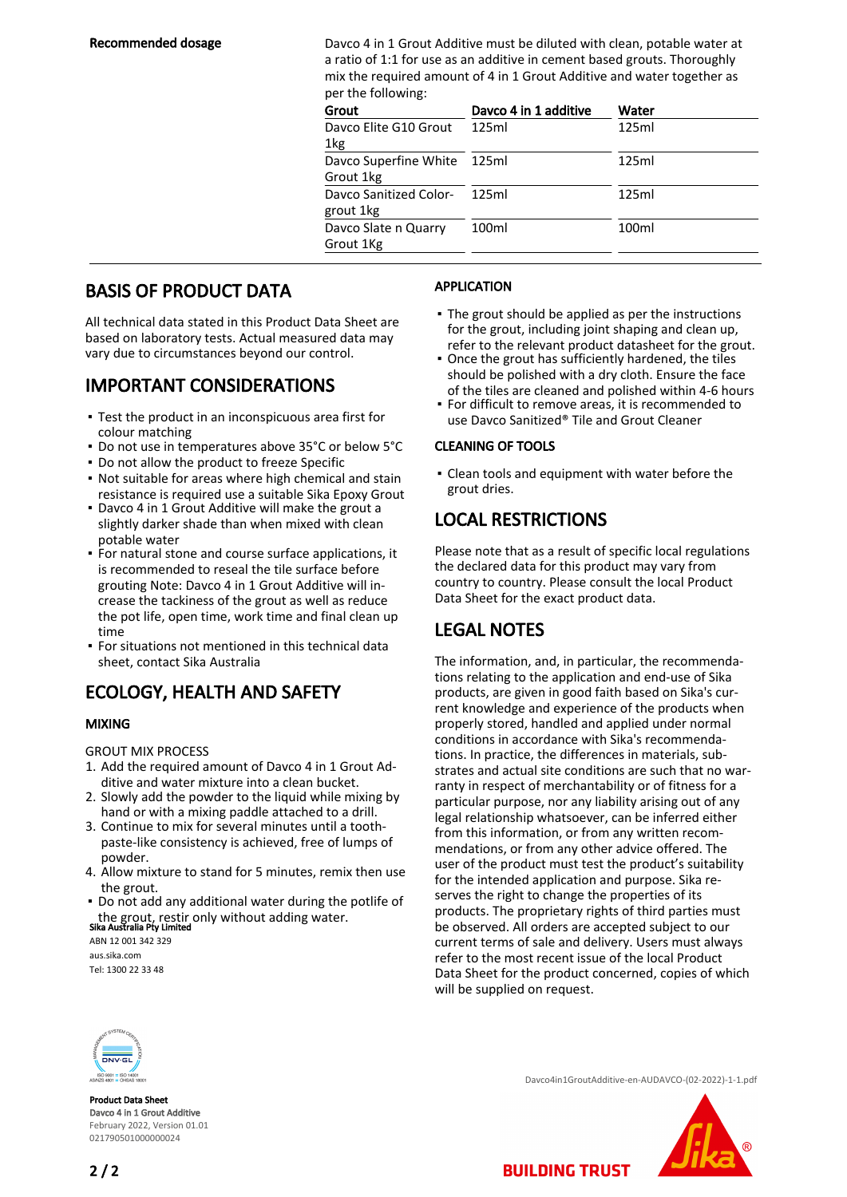**Recommended dosage**

Davco 4 in 1 Grout Additive must be diluted with clean, potable water at a ratio of 1:1 for use as an additive in cement based grouts. Thoroughly mix the required amount of 4 in 1 Grout Additive and water together as per the following:

| Grout | Davco 4 in 1 additive | Water |
|---|---|---|
| Davco Elite G10 Grout 1kg | 125ml | 125ml |
| Davco Superfine White Grout 1kg | 125ml | 125ml |
| Davco Sanitized Color-grout 1kg | 125ml | 125ml |
| Davco Slate n Quarry Grout 1Kg | 100ml | 100ml |

## BASIS OF PRODUCT DATA

All technical data stated in this Product Data Sheet are based on laboratory tests. Actual measured data may vary due to circumstances beyond our control.

## IMPORTANT CONSIDERATIONS

- Test the product in an inconspicuous area first for colour matching
- Do not use in temperatures above 35°C or below 5°C
- Do not allow the product to freeze Specific
- Not suitable for areas where high chemical and stain resistance is required use a suitable Sika Epoxy Grout
- Davco 4 in 1 Grout Additive will make the grout a slightly darker shade than when mixed with clean potable water
- For natural stone and course surface applications, it is recommended to reseal the tile surface before grouting Note: Davco 4 in 1 Grout Additive will increase the tackiness of the grout as well as reduce the pot life, open time, work time and final clean up time
- For situations not mentioned in this technical data sheet, contact Sika Australia

## ECOLOGY, HEALTH AND SAFETY

### MIXING

GROUT MIX PROCESS

1. Add the required amount of Davco 4 in 1 Grout Additive and water mixture into a clean bucket.
2. Slowly add the powder to the liquid while mixing by hand or with a mixing paddle attached to a drill.
3. Continue to mix for several minutes until a toothpaste-like consistency is achieved, free of lumps of powder.
4. Allow mixture to stand for 5 minutes, remix then use the grout.

- Do not add any additional water during the potlife of the grout, restir only without adding water.

### APPLICATION

- The grout should be applied as per the instructions for the grout, including joint shaping and clean up, refer to the relevant product datasheet for the grout.
- Once the grout has sufficiently hardened, the tiles should be polished with a dry cloth. Ensure the face of the tiles are cleaned and polished within 4-6 hours
- For difficult to remove areas, it is recommended to use Davco Sanitized® Tile and Grout Cleaner

### CLEANING OF TOOLS

- Clean tools and equipment with water before the grout dries.

## LOCAL RESTRICTIONS

Please note that as a result of specific local regulations the declared data for this product may vary from country to country. Please consult the local Product Data Sheet for the exact product data.

## LEGAL NOTES

The information, and, in particular, the recommendations relating to the application and end-use of Sika products, are given in good faith based on Sika's current knowledge and experience of the products when properly stored, handled and applied under normal conditions in accordance with Sika's recommendations. In practice, the differences in materials, substrates and actual site conditions are such that no warranty in respect of merchantability or of fitness for a particular purpose, nor any liability arising out of any legal relationship whatsoever, can be inferred either from this information, or from any written recommendations, or from any other advice offered. The user of the product must test the product's suitability for the intended application and purpose. Sika reserves the right to change the properties of its products. The proprietary rights of third parties must be observed. All orders are accepted subject to our current terms of sale and delivery. Users must always refer to the most recent issue of the local Product Data Sheet for the product concerned, copies of which will be supplied on request.

**Sika Australia Pty Limited**
ABN 12 001 342 329
aus.sika.com
Tel: 1300 22 33 48

**Product Data Sheet**
**Davco 4 in 1 Grout Additive**
February 2022, Version 01.01
021790501000000024

Davco4in1GroutAdditive-en-AUDAVCO-(02-2022)-1-1.pdf